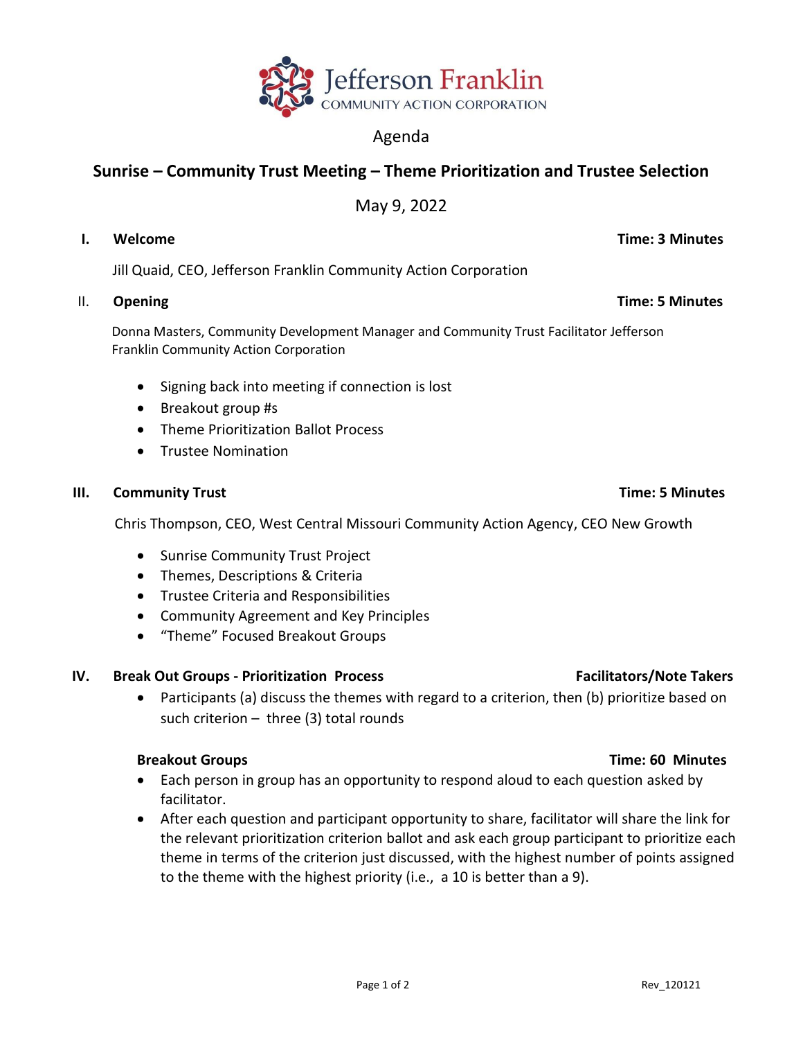Jefferson Franklin
COMMUNITY ACTION CORPORATION

Agenda

# Sunrise – Community Trust Meeting – Theme Prioritization and Trustee Selection

May 9, 2022

## I. Welcome — Time: 3 Minutes

Jill Quaid, CEO, Jefferson Franklin Community Action Corporation

## II. Opening — Time: 5 Minutes

Donna Masters, Community Development Manager and Community Trust Facilitator Jefferson Franklin Community Action Corporation

- Signing back into meeting if connection is lost
- Breakout group #s
- Theme Prioritization Ballot Process
- Trustee Nomination

## III. Community Trust — Time: 5 Minutes

Chris Thompson, CEO, West Central Missouri Community Action Agency, CEO New Growth

- Sunrise Community Trust Project
- Themes, Descriptions & Criteria
- Trustee Criteria and Responsibilities
- Community Agreement and Key Principles
- "Theme" Focused Breakout Groups

## IV. Break Out Groups - Prioritization Process — Facilitators/Note Takers

- Participants (a) discuss the themes with regard to a criterion, then (b) prioritize based on such criterion – three (3) total rounds

### Breakout Groups — Time: 60 Minutes

- Each person in group has an opportunity to respond aloud to each question asked by facilitator.
- After each question and participant opportunity to share, facilitator will share the link for the relevant prioritization criterion ballot and ask each group participant to prioritize each theme in terms of the criterion just discussed, with the highest number of points assigned to the theme with the highest priority (i.e., a 10 is better than a 9).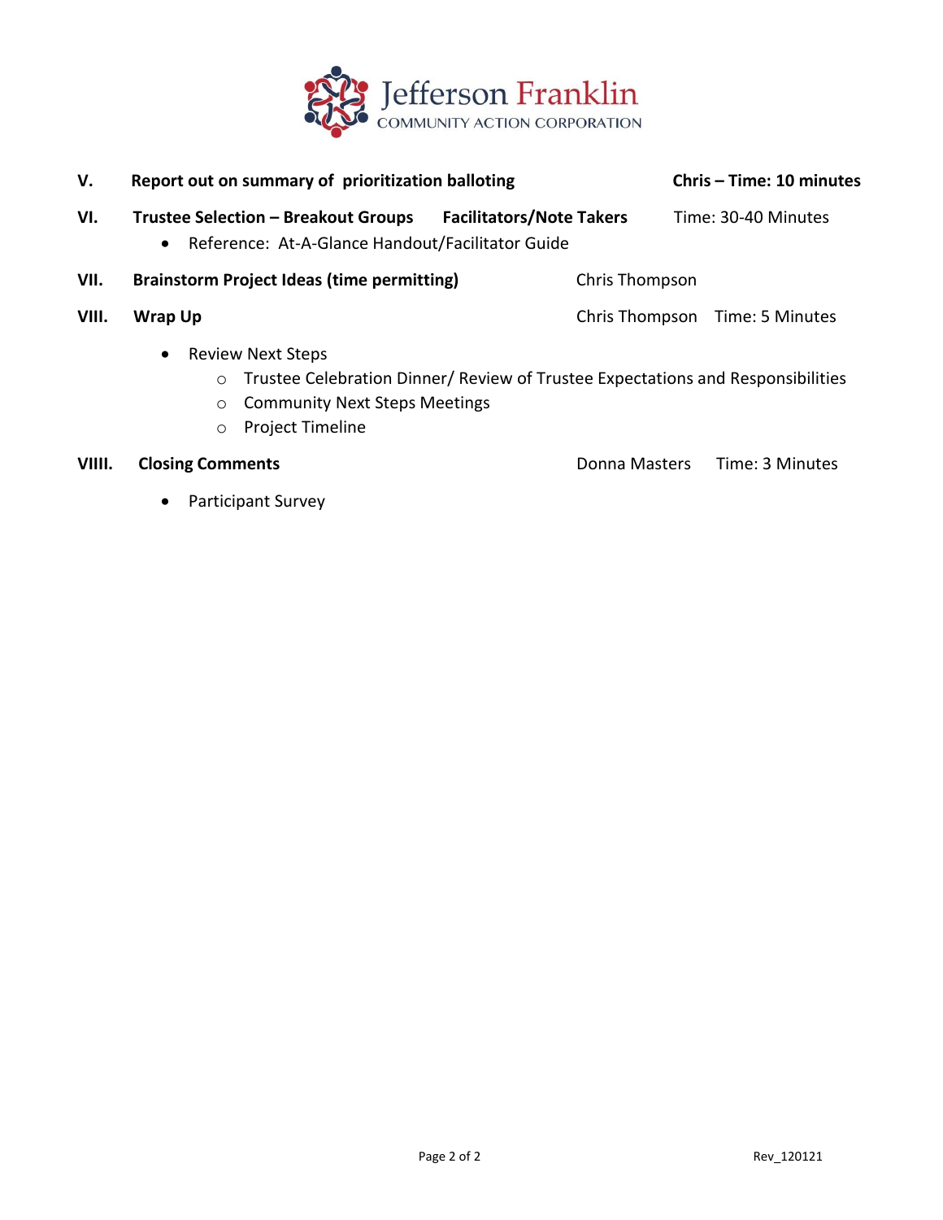Jefferson Franklin
COMMUNITY ACTION CORPORATION

**V. Report out on summary of prioritization balloting** **Chris – Time: 10 minutes**

**VI. Trustee Selection – Breakout Groups** **Facilitators/Note Takers** Time: 30-40 Minutes

- Reference: At-A-Glance Handout/Facilitator Guide

**VII. Brainstorm Project Ideas (time permitting)** Chris Thompson

**VIII. Wrap Up** Chris Thompson Time: 5 Minutes

- Review Next Steps
  - Trustee Celebration Dinner/ Review of Trustee Expectations and Responsibilities
  - Community Next Steps Meetings
  - Project Timeline

**VIIII. Closing Comments** Donna Masters Time: 3 Minutes

- Participant Survey

Rev_120121